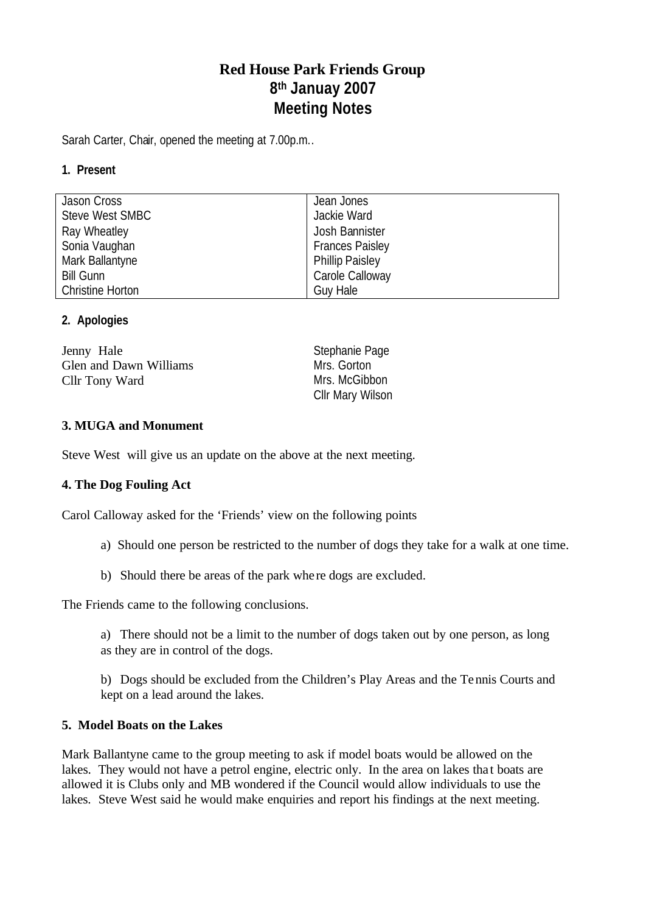# Red House Park Friends Group
## 8th Januay 2007
## Meeting Notes

Sarah Carter, Chair, opened the meeting at 7.00p.m..

**1. Present**

| | |
|---|---|
| Jason Cross | Jean Jones |
| Steve West SMBC | Jackie Ward |
| Ray Wheatley | Josh Bannister |
| Sonia Vaughan | Frances Paisley |
| Mark Ballantyne | Phillip Paisley |
| Bill Gunn | Carole Calloway |
| Christine Horton | Guy Hale |

**2. Apologies**

Jenny Hale
Glen and Dawn Williams
Cllr Tony Ward
Stephanie Page
Mrs. Gorton
Mrs. McGibbon
Cllr Mary Wilson

**3. MUGA and Monument**

Steve West will give us an update on the above at the next meeting.

**4. The Dog Fouling Act**

Carol Calloway asked for the 'Friends' view on the following points

a) Should one person be restricted to the number of dogs they take for a walk at one time.

b) Should there be areas of the park where dogs are excluded.

The Friends came to the following conclusions.

a) There should not be a limit to the number of dogs taken out by one person, as long as they are in control of the dogs.

b) Dogs should be excluded from the Children's Play Areas and the Tennis Courts and kept on a lead around the lakes.

**5. Model Boats on the Lakes**

Mark Ballantyne came to the group meeting to ask if model boats would be allowed on the lakes. They would not have a petrol engine, electric only. In the area on lakes that boats are allowed it is Clubs only and MB wondered if the Council would allow individuals to use the lakes. Steve West said he would make enquiries and report his findings at the next meeting.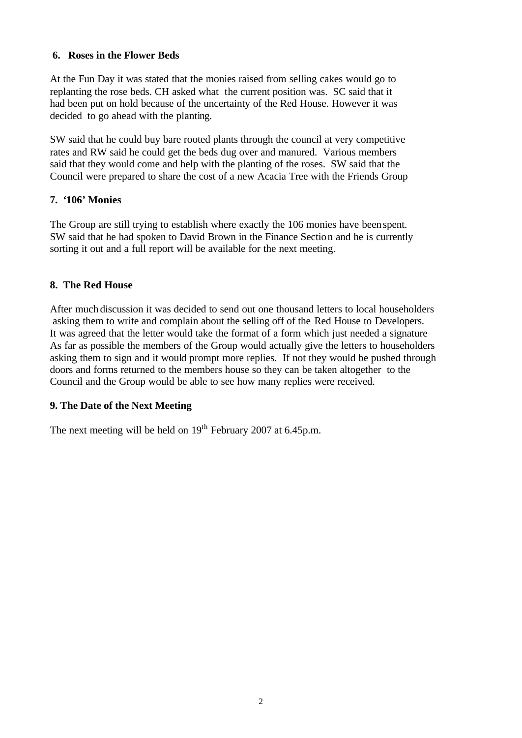## 6. Roses in the Flower Beds

At the Fun Day it was stated that the monies raised from selling cakes would go to replanting the rose beds. CH asked what the current position was. SC said that it had been put on hold because of the uncertainty of the Red House. However it was decided to go ahead with the planting.

SW said that he could buy bare rooted plants through the council at very competitive rates and RW said he could get the beds dug over and manured. Various members said that they would come and help with the planting of the roses. SW said that the Council were prepared to share the cost of a new Acacia Tree with the Friends Group

## 7. '106' Monies

The Group are still trying to establish where exactly the 106 monies have been spent. SW said that he had spoken to David Brown in the Finance Section and he is currently sorting it out and a full report will be available for the next meeting.

## 8. The Red House

After much discussion it was decided to send out one thousand letters to local householders asking them to write and complain about the selling off of the Red House to Developers. It was agreed that the letter would take the format of a form which just needed a signature As far as possible the members of the Group would actually give the letters to householders asking them to sign and it would prompt more replies. If not they would be pushed through doors and forms returned to the members house so they can be taken altogether to the Council and the Group would be able to see how many replies were received.

## 9. The Date of the Next Meeting

The next meeting will be held on 19th February 2007 at 6.45p.m.